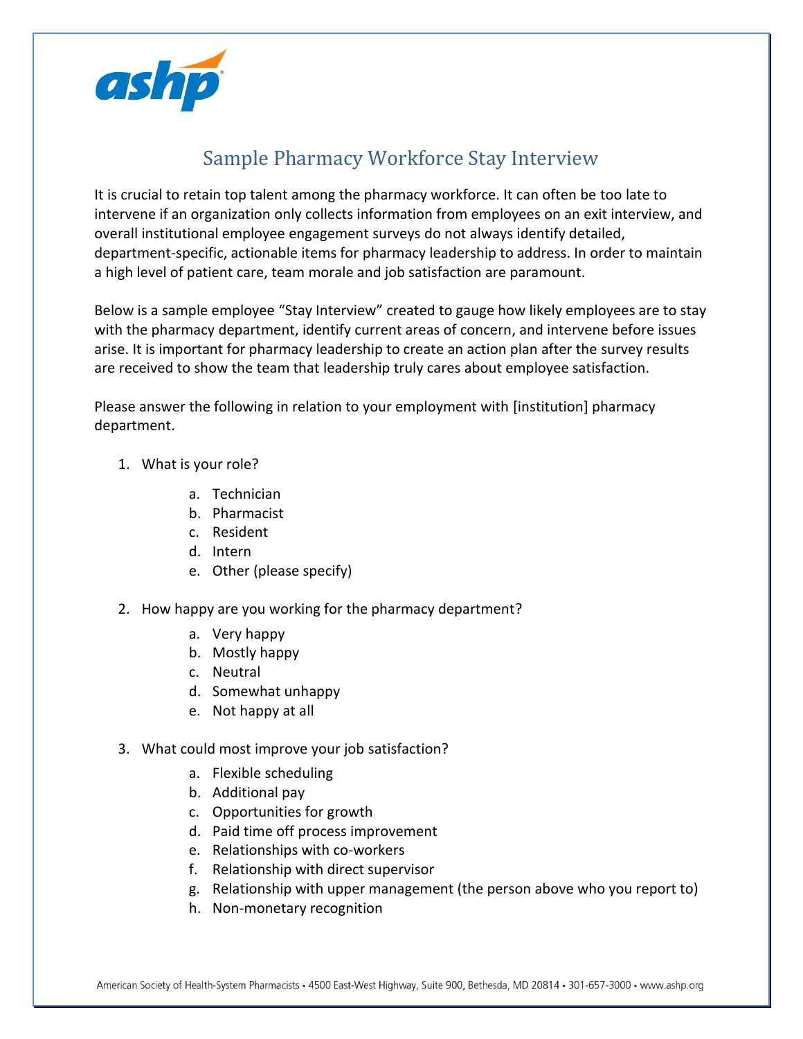# Sample Pharmacy Workforce Stay Interview

It is crucial to retain top talent among the pharmacy workforce. It can often be too late to intervene if an organization only collects information from employees on an exit interview, and overall institutional employee engagement surveys do not always identify detailed, department-specific, actionable items for pharmacy leadership to address. In order to maintain a high level of patient care, team morale and job satisfaction are paramount.

Below is a sample employee "Stay Interview" created to gauge how likely employees are to stay with the pharmacy department, identify current areas of concern, and intervene before issues arise. It is important for pharmacy leadership to create an action plan after the survey results are received to show the team that leadership truly cares about employee satisfaction.

Please answer the following in relation to your employment with [institution] pharmacy department.

1. What is your role?
    a. Technician
    b. Pharmacist
    c. Resident
    d. Intern
    e. Other (please specify)

2. How happy are you working for the pharmacy department?
    a. Very happy
    b. Mostly happy
    c. Neutral
    d. Somewhat unhappy
    e. Not happy at all

3. What could most improve your job satisfaction?
    a. Flexible scheduling
    b. Additional pay
    c. Opportunities for growth
    d. Paid time off process improvement
    e. Relationships with co-workers
    f. Relationship with direct supervisor
    g. Relationship with upper management (the person above who you report to)
    h. Non-monetary recognition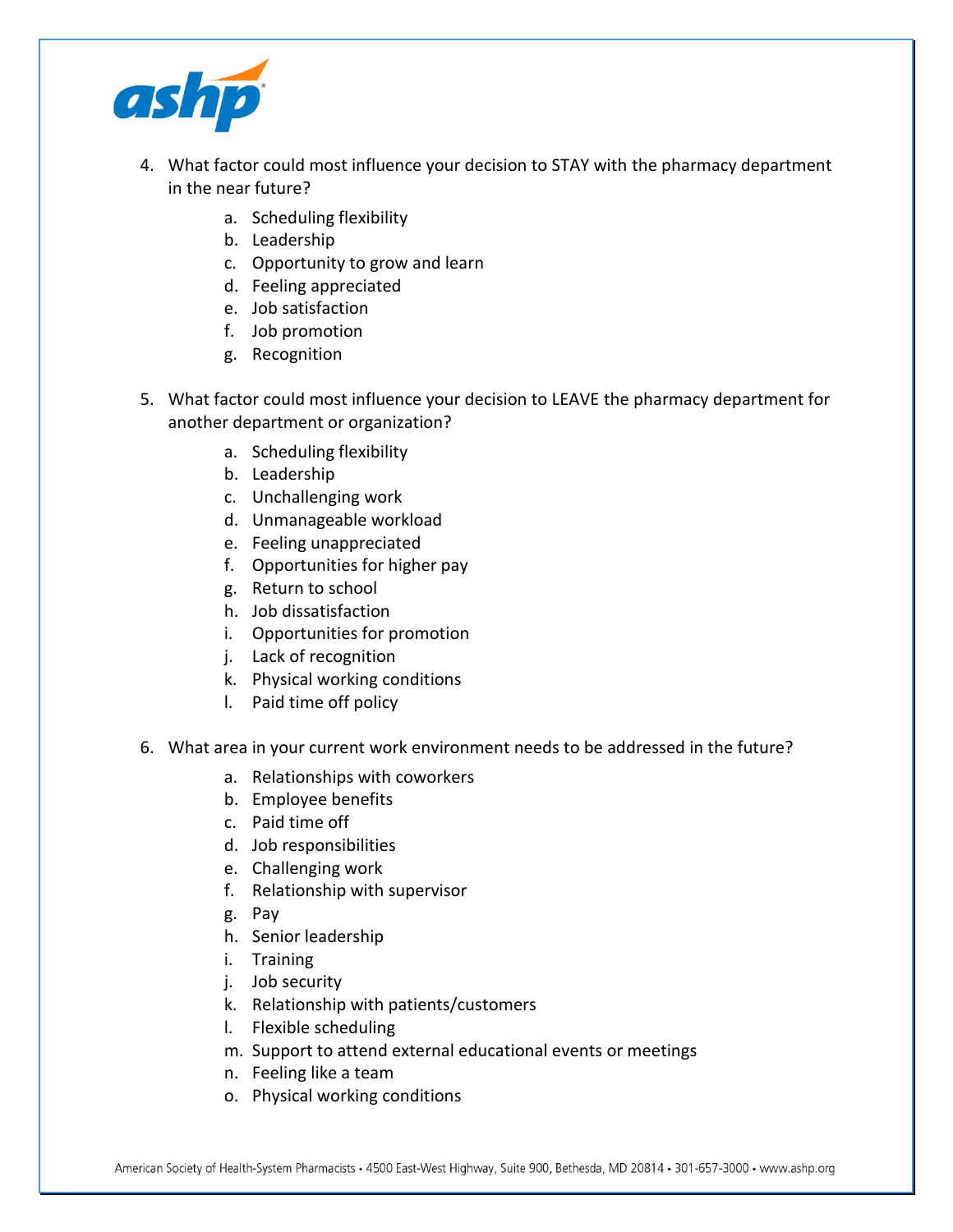4. What factor could most influence your decision to STAY with the pharmacy department in the near future?
    a. Scheduling flexibility
    b. Leadership
    c. Opportunity to grow and learn
    d. Feeling appreciated
    e. Job satisfaction
    f. Job promotion
    g. Recognition

5. What factor could most influence your decision to LEAVE the pharmacy department for another department or organization?
    a. Scheduling flexibility
    b. Leadership
    c. Unchallenging work
    d. Unmanageable workload
    e. Feeling unappreciated
    f. Opportunities for higher pay
    g. Return to school
    h. Job dissatisfaction
    i. Opportunities for promotion
    j. Lack of recognition
    k. Physical working conditions
    l. Paid time off policy

6. What area in your current work environment needs to be addressed in the future?
    a. Relationships with coworkers
    b. Employee benefits
    c. Paid time off
    d. Job responsibilities
    e. Challenging work
    f. Relationship with supervisor
    g. Pay
    h. Senior leadership
    i. Training
    j. Job security
    k. Relationship with patients/customers
    l. Flexible scheduling
    m. Support to attend external educational events or meetings
    n. Feeling like a team
    o. Physical working conditions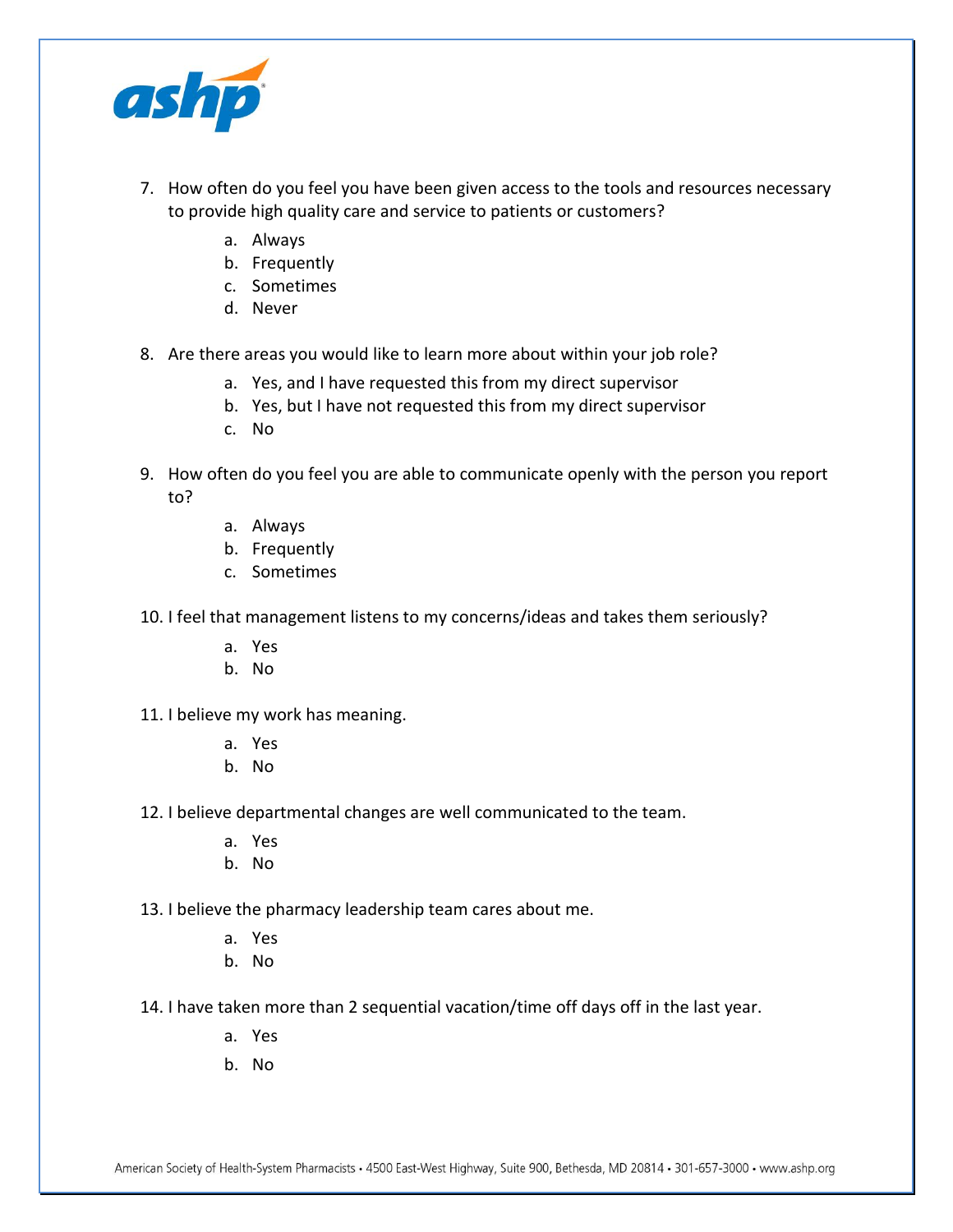7. How often do you feel you have been given access to the tools and resources necessary to provide high quality care and service to patients or customers?

    a. Always
    b. Frequently
    c. Sometimes
    d. Never

8. Are there areas you would like to learn more about within your job role?

    a. Yes, and I have requested this from my direct supervisor
    b. Yes, but I have not requested this from my direct supervisor
    c. No

9. How often do you feel you are able to communicate openly with the person you report to?

    a. Always
    b. Frequently
    c. Sometimes

10. I feel that management listens to my concerns/ideas and takes them seriously?

    a. Yes
    b. No

11. I believe my work has meaning.

    a. Yes
    b. No

12. I believe departmental changes are well communicated to the team.

    a. Yes
    b. No

13. I believe the pharmacy leadership team cares about me.

    a. Yes
    b. No

14. I have taken more than 2 sequential vacation/time off days off in the last year.

    a. Yes
    b. No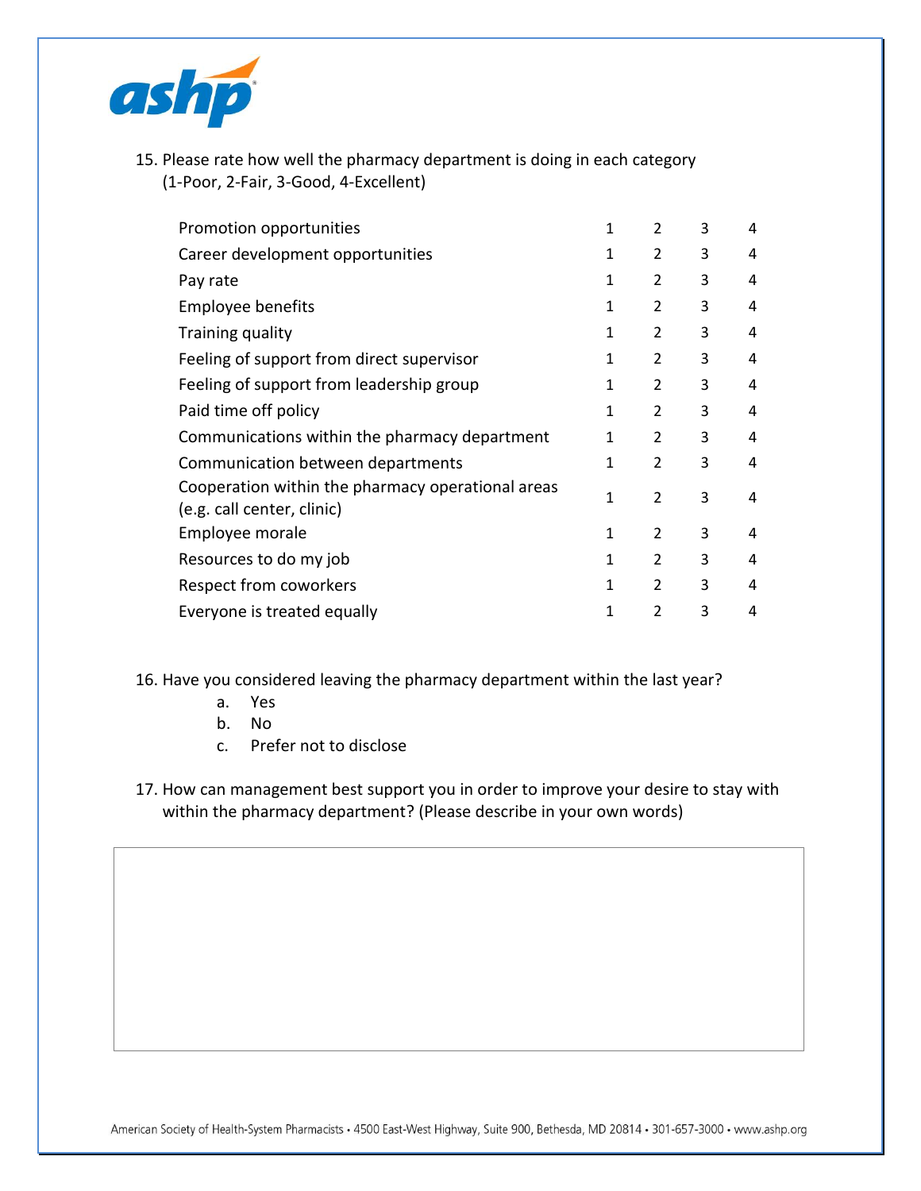15. Please rate how well the pharmacy department is doing in each category (1-Poor, 2-Fair, 3-Good, 4-Excellent)

| | | | | |
|---|---|---|---|---|
| Promotion opportunities | 1 | 2 | 3 | 4 |
| Career development opportunities | 1 | 2 | 3 | 4 |
| Pay rate | 1 | 2 | 3 | 4 |
| Employee benefits | 1 | 2 | 3 | 4 |
| Training quality | 1 | 2 | 3 | 4 |
| Feeling of support from direct supervisor | 1 | 2 | 3 | 4 |
| Feeling of support from leadership group | 1 | 2 | 3 | 4 |
| Paid time off policy | 1 | 2 | 3 | 4 |
| Communications within the pharmacy department | 1 | 2 | 3 | 4 |
| Communication between departments | 1 | 2 | 3 | 4 |
| Cooperation within the pharmacy operational areas (e.g. call center, clinic) | 1 | 2 | 3 | 4 |
| Employee morale | 1 | 2 | 3 | 4 |
| Resources to do my job | 1 | 2 | 3 | 4 |
| Respect from coworkers | 1 | 2 | 3 | 4 |
| Everyone is treated equally | 1 | 2 | 3 | 4 |

16. Have you considered leaving the pharmacy department within the last year?
    a. Yes
    b. No
    c. Prefer not to disclose

17. How can management best support you in order to improve your desire to stay with within the pharmacy department? (Please describe in your own words)